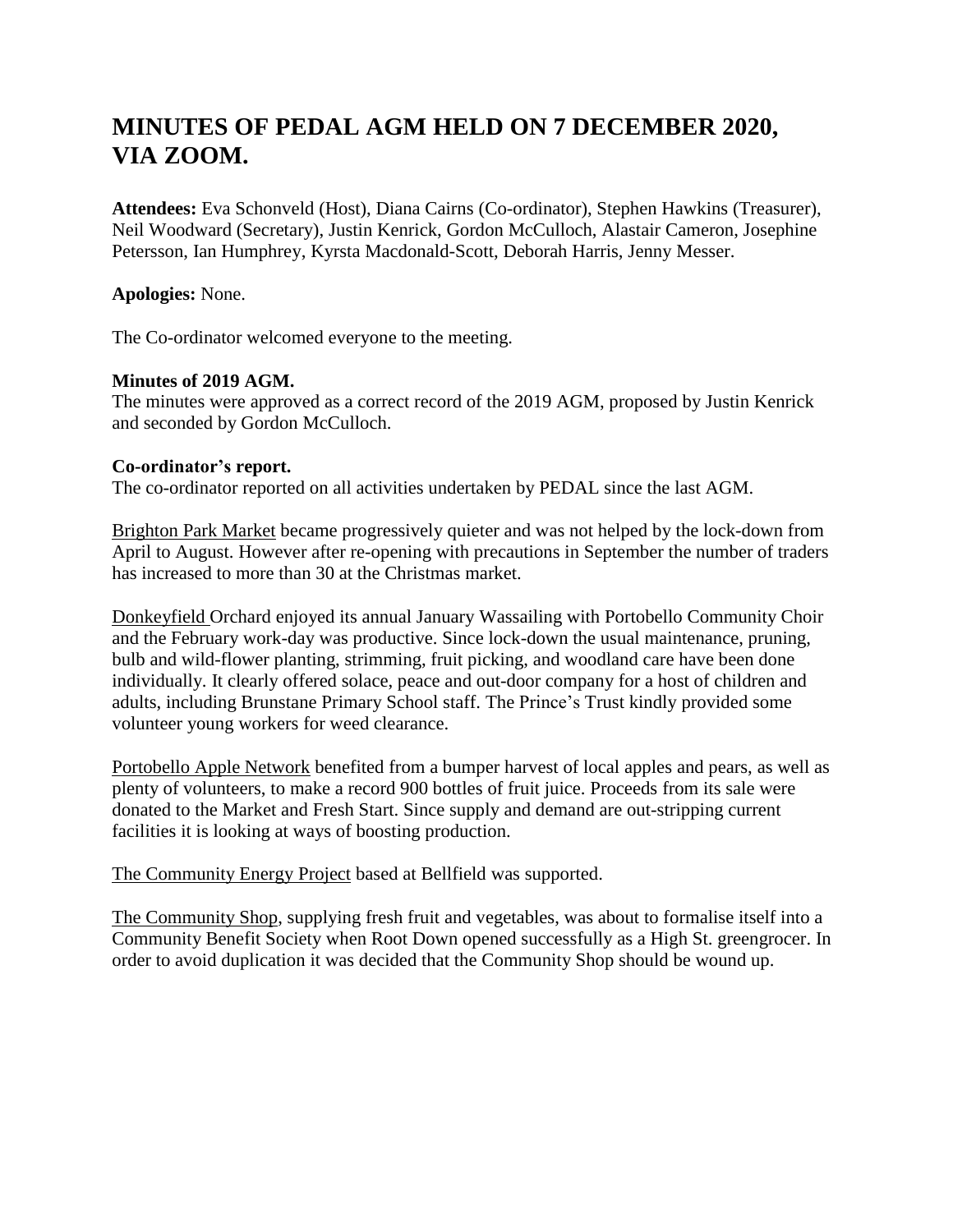# MINUTES OF PEDAL AGM HELD ON 7 DECEMBER 2020, VIA ZOOM.

**Attendees:** Eva Schonveld (Host), Diana Cairns (Co-ordinator), Stephen Hawkins (Treasurer), Neil Woodward (Secretary), Justin Kenrick, Gordon McCulloch, Alastair Cameron, Josephine Petersson, Ian Humphrey, Kyrsta Macdonald-Scott, Deborah Harris, Jenny Messer.

**Apologies:** None.

The Co-ordinator welcomed everyone to the meeting.

**Minutes of 2019 AGM.**
The minutes were approved as a correct record of the 2019 AGM, proposed by Justin Kenrick and seconded by Gordon McCulloch.

**Co-ordinator's report.**
The co-ordinator reported on all activities undertaken by PEDAL since the last AGM.

Brighton Park Market became progressively quieter and was not helped by the lock-down from April to August. However after re-opening with precautions in September the number of traders has increased to more than 30 at the Christmas market.

Donkeyfield Orchard enjoyed its annual January Wassailing with Portobello Community Choir and the February work-day was productive. Since lock-down the usual maintenance, pruning, bulb and wild-flower planting, strimming, fruit picking, and woodland care have been done individually. It clearly offered solace, peace and out-door company for a host of children and adults, including Brunstane Primary School staff. The Prince's Trust kindly provided some volunteer young workers for weed clearance.

Portobello Apple Network benefited from a bumper harvest of local apples and pears, as well as plenty of volunteers, to make a record 900 bottles of fruit juice. Proceeds from its sale were donated to the Market and Fresh Start. Since supply and demand are out-stripping current facilities it is looking at ways of boosting production.

The Community Energy Project based at Bellfield was supported.

The Community Shop, supplying fresh fruit and vegetables, was about to formalise itself into a Community Benefit Society when Root Down opened successfully as a High St. greengrocer. In order to avoid duplication it was decided that the Community Shop should be wound up.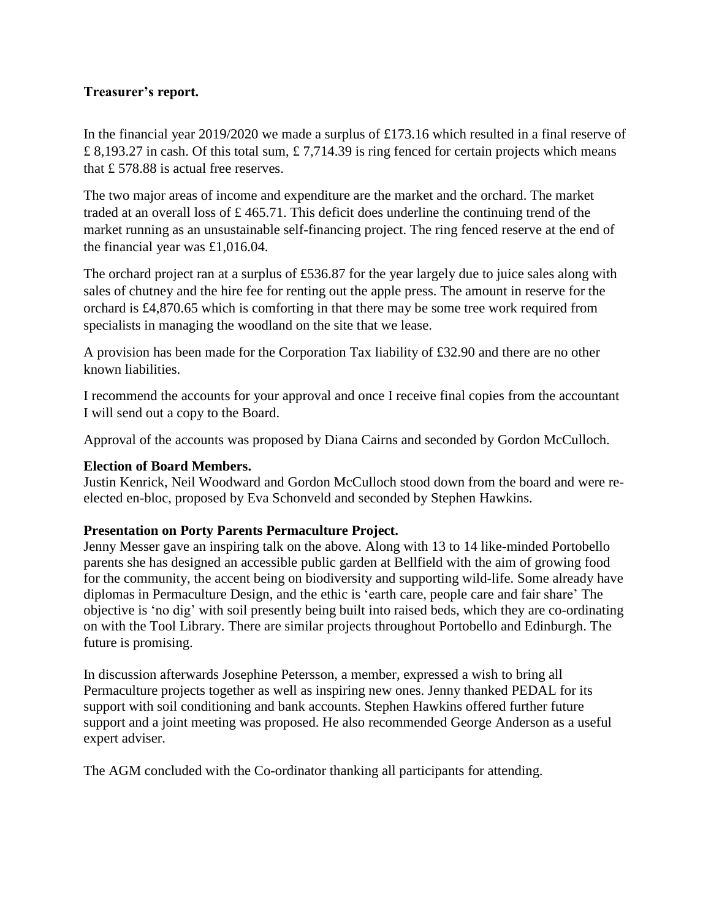**Treasurer's report.**

In the financial year 2019/2020 we made a surplus of £173.16 which resulted in a final reserve of £ 8,193.27 in cash. Of this total sum, £ 7,714.39 is ring fenced for certain projects which means that £ 578.88 is actual free reserves.

The two major areas of income and expenditure are the market and the orchard. The market traded at an overall loss of £ 465.71. This deficit does underline the continuing trend of the market running as an unsustainable self-financing project. The ring fenced reserve at the end of the financial year was £1,016.04.

The orchard project ran at a surplus of £536.87 for the year largely due to juice sales along with sales of chutney and the hire fee for renting out the apple press. The amount in reserve for the orchard is £4,870.65 which is comforting in that there may be some tree work required from specialists in managing the woodland on the site that we lease.

A provision has been made for the Corporation Tax liability of £32.90 and there are no other known liabilities.

I recommend the accounts for your approval and once I receive final copies from the accountant I will send out a copy to the Board.

Approval of the accounts was proposed by Diana Cairns and seconded by Gordon McCulloch.

**Election of Board Members.**

Justin Kenrick, Neil Woodward and Gordon McCulloch stood down from the board and were re-elected en-bloc, proposed by Eva Schonveld and seconded by Stephen Hawkins.

**Presentation on Porty Parents Permaculture Project.**

Jenny Messer gave an inspiring talk on the above. Along with 13 to 14 like-minded Portobello parents she has designed an accessible public garden at Bellfield with the aim of growing food for the community, the accent being on biodiversity and supporting wild-life. Some already have diplomas in Permaculture Design, and the ethic is 'earth care, people care and fair share' The objective is 'no dig' with soil presently being built into raised beds, which they are co-ordinating on with the Tool Library. There are similar projects throughout Portobello and Edinburgh. The future is promising.

In discussion afterwards Josephine Petersson, a member, expressed a wish to bring all Permaculture projects together as well as inspiring new ones. Jenny thanked PEDAL for its support with soil conditioning and bank accounts. Stephen Hawkins offered further future support and a joint meeting was proposed. He also recommended George Anderson as a useful expert adviser.

The AGM concluded with the Co-ordinator thanking all participants for attending.